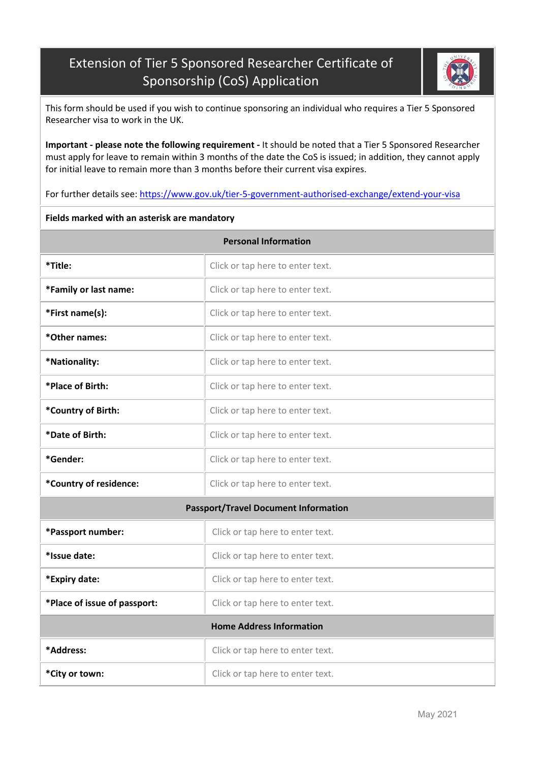# Extension of Tier 5 Sponsored Researcher Certificate of Sponsorship (CoS) Application

This form should be used if you wish to continue sponsoring an individual who requires a Tier 5 Sponsored Researcher visa to work in the UK.

**Important - please note the following requirement -** It should be noted that a Tier 5 Sponsored Researcher must apply for leave to remain within 3 months of the date the CoS is issued; in addition, they cannot apply for initial leave to remain more than 3 months before their current visa expires.

For further details see: https://www.gov.uk/tier-5-government-authorised-exchange/extend-your-visa

**Fields marked with an asterisk are mandatory**

| Personal Information | |
|---|---|
| ***Title:** | Click or tap here to enter text. |
| ***Family or last name:** | Click or tap here to enter text. |
| ***First name(s):** | Click or tap here to enter text. |
| ***Other names:** | Click or tap here to enter text. |
| ***Nationality:** | Click or tap here to enter text. |
| ***Place of Birth:** | Click or tap here to enter text. |
| ***Country of Birth:** | Click or tap here to enter text. |
| ***Date of Birth:** | Click or tap here to enter text. |
| ***Gender:** | Click or tap here to enter text. |
| ***Country of residence:** | Click or tap here to enter text. |
| **Passport/Travel Document Information** | |
| ***Passport number:** | Click or tap here to enter text. |
| ***Issue date:** | Click or tap here to enter text. |
| ***Expiry date:** | Click or tap here to enter text. |
| ***Place of issue of passport:** | Click or tap here to enter text. |
| **Home Address Information** | |
| ***Address:** | Click or tap here to enter text. |
| ***City or town:** | Click or tap here to enter text. |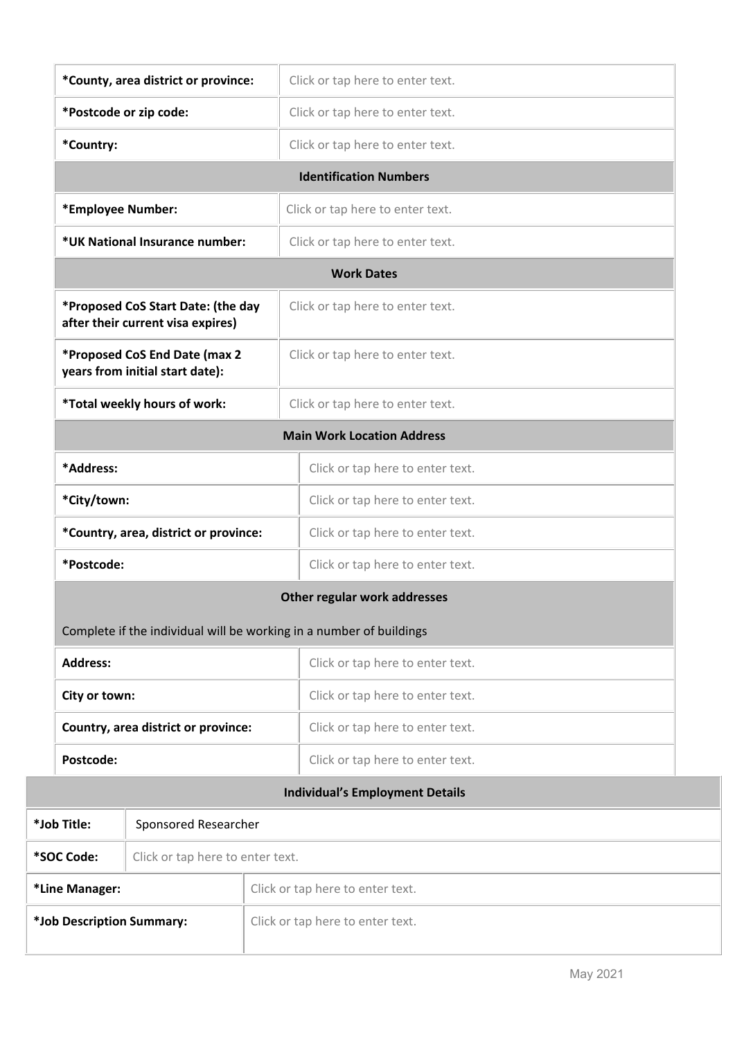| | |
|---|---|
| *County, area district or province: | Click or tap here to enter text. |
| *Postcode or zip code: | Click or tap here to enter text. |
| *Country: | Click or tap here to enter text. |
| **Identification Numbers** | |
| *Employee Number: | Click or tap here to enter text. |
| *UK National Insurance number: | Click or tap here to enter text. |
| **Work Dates** | |
| *Proposed CoS Start Date: (the day after their current visa expires) | Click or tap here to enter text. |
| *Proposed CoS End Date (max 2 years from initial start date): | Click or tap here to enter text. |
| *Total weekly hours of work: | Click or tap here to enter text. |
| **Main Work Location Address** | |
| *Address: | Click or tap here to enter text. |
| *City/town: | Click or tap here to enter text. |
| *Country, area, district or province: | Click or tap here to enter text. |
| *Postcode: | Click or tap here to enter text. |
| **Other regular work addresses**<br>Complete if the individual will be working in a number of buildings | |
| Address: | Click or tap here to enter text. |
| City or town: | Click or tap here to enter text. |
| Country, area district or province: | Click or tap here to enter text. |
| Postcode: | Click or tap here to enter text. |

| **Individual's Employment Details** | |
|---|---|
| *Job Title: | Sponsored Researcher |
| *SOC Code: | Click or tap here to enter text. |
| *Line Manager: | Click or tap here to enter text. |
| *Job Description Summary: | Click or tap here to enter text. |

May 2021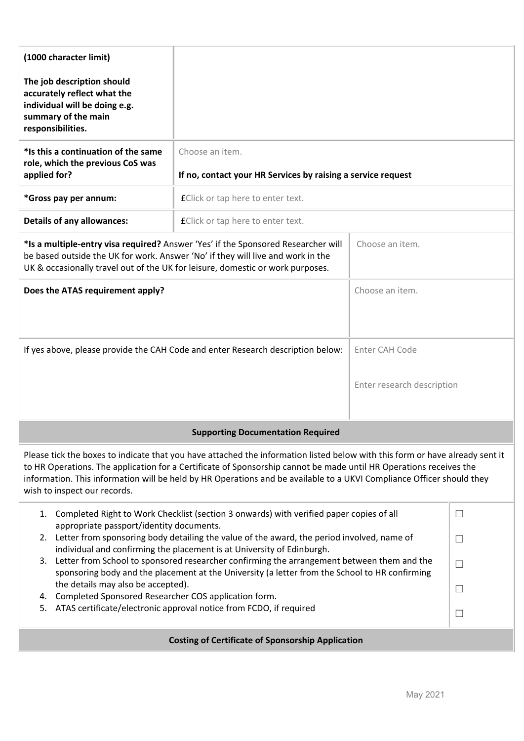| **(1000 character limit)**<br><br>**The job description should accurately reflect what the individual will be doing e.g. summary of the main responsibilities.** | |
|---|---|
| **\*Is this a continuation of the same role, which the previous CoS was applied for?** | Choose an item.<br><br>**If no, contact your HR Services by raising a service request** |
| **\*Gross pay per annum:** | **£**Click or tap here to enter text. |
| **Details of any allowances:** | **£**Click or tap here to enter text. |

| | |
|---|---|
| **\*Is a multiple-entry visa required?** Answer 'Yes' if the Sponsored Researcher will be based outside the UK for work. Answer 'No' if they will live and work in the UK & occasionally travel out of the UK for leisure, domestic or work purposes. | Choose an item. |
| **Does the ATAS requirement apply?** | Choose an item. |
| If yes above, please provide the CAH Code and enter Research description below: | Enter CAH Code<br><br>Enter research description |

**Supporting Documentation Required**

Please tick the boxes to indicate that you have attached the information listed below with this form or have already sent it to HR Operations. The application for a Certificate of Sponsorship cannot be made until HR Operations receives the information. This information will be held by HR Operations and be available to a UKVI Compliance Officer should they wish to inspect our records.

| | |
|---|---|
| 1. Completed Right to Work Checklist (section 3 onwards) with verified paper copies of all appropriate passport/identity documents. | ☐ |
| 2. Letter from sponsoring body detailing the value of the award, the period involved, name of individual and confirming the placement is at University of Edinburgh. | ☐ |
| 3. Letter from School to sponsored researcher confirming the arrangement between them and the sponsoring body and the placement at the University (a letter from the School to HR confirming the details may also be accepted). | ☐ |
| 4. Completed Sponsored Researcher COS application form. | ☐ |
| 5. ATAS certificate/electronic approval notice from FCDO, if required | ☐ |

**Costing of Certificate of Sponsorship Application**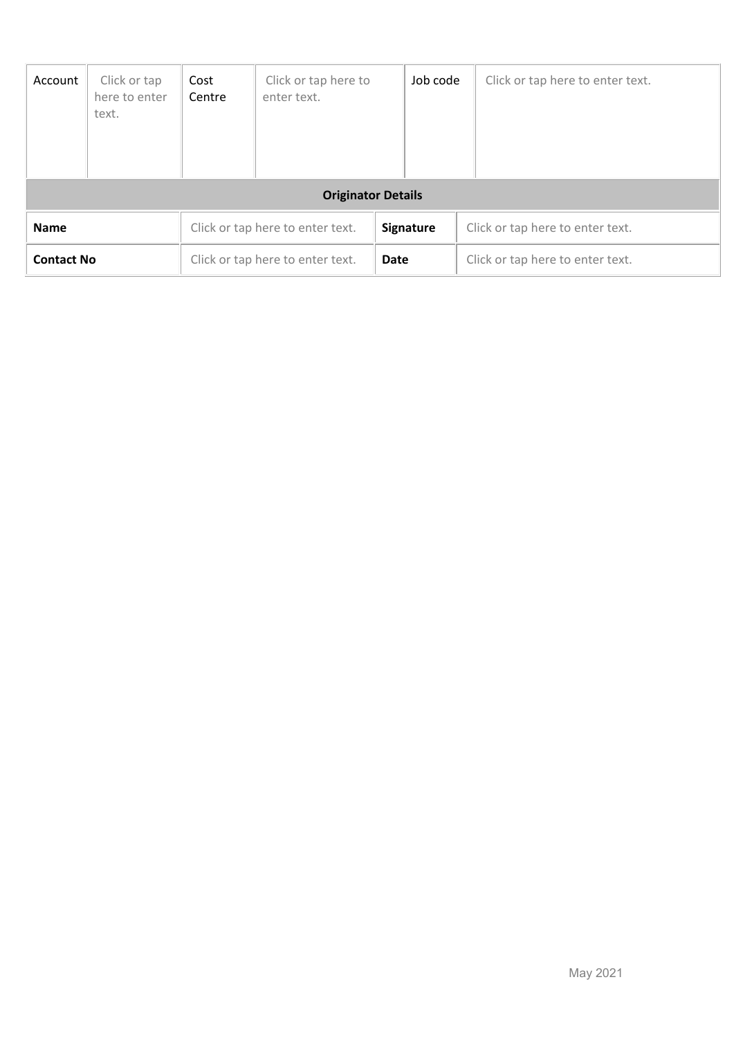| | | | | | |
|---|---|---|---|---|---|
| Account | Click or tap here to enter text. | Cost Centre | Click or tap here to enter text. | Job code | Click or tap here to enter text. |

| Originator Details | | | |
|---|---|---|---|
| **Name** | Click or tap here to enter text. | **Signature** | Click or tap here to enter text. |
| **Contact No** | Click or tap here to enter text. | **Date** | Click or tap here to enter text. |

May 2021